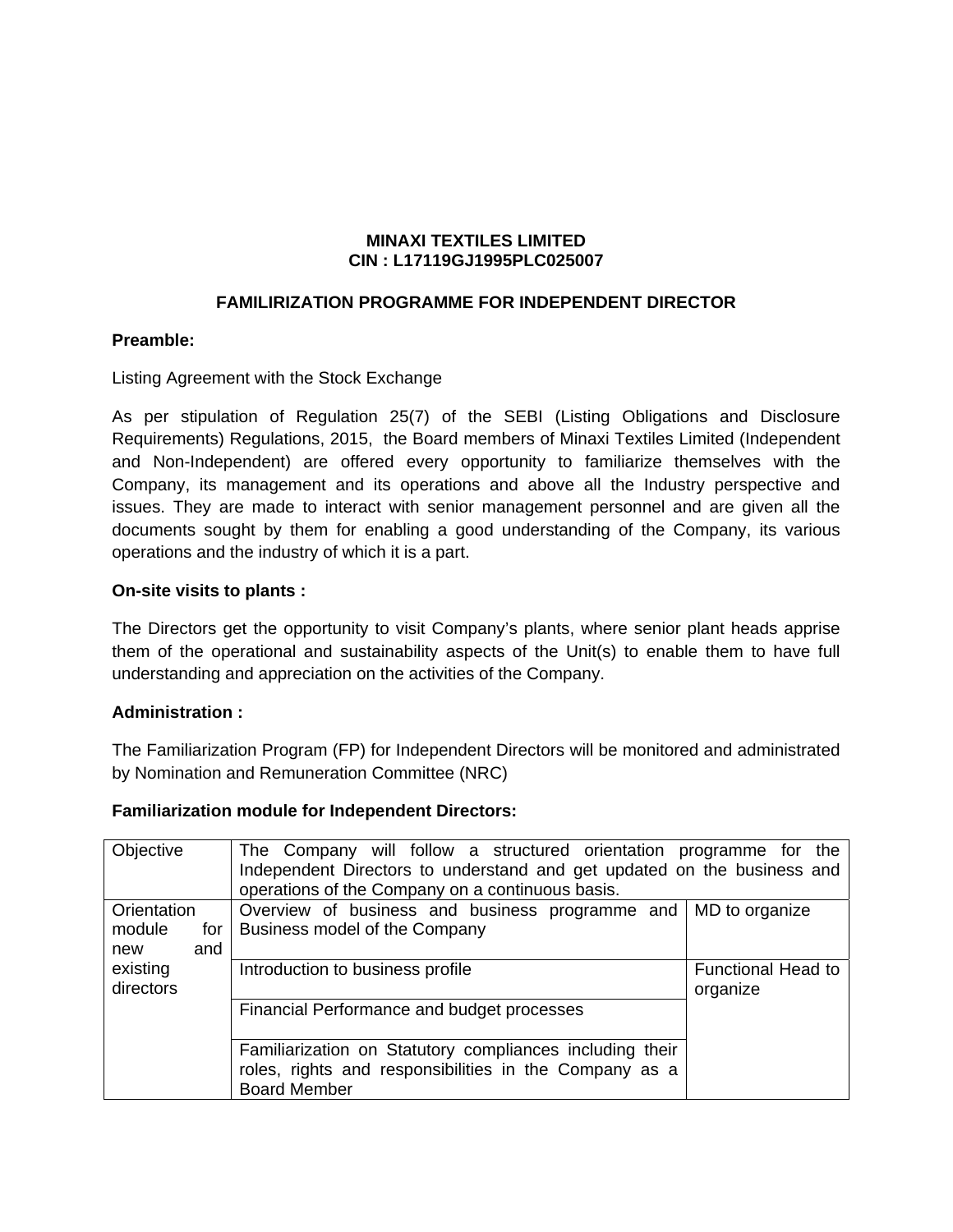**MINAXI TEXTILES LIMITED**
**CIN : L17119GJ1995PLC025007**

## FAMILIRIZATION PROGRAMME FOR INDEPENDENT DIRECTOR

**Preamble:**

Listing Agreement with the Stock Exchange

As per stipulation of Regulation 25(7) of the SEBI (Listing Obligations and Disclosure Requirements) Regulations, 2015, the Board members of Minaxi Textiles Limited (Independent and Non-Independent) are offered every opportunity to familiarize themselves with the Company, its management and its operations and above all the Industry perspective and issues. They are made to interact with senior management personnel and are given all the documents sought by them for enabling a good understanding of the Company, its various operations and the industry of which it is a part.

**On-site visits to plants :**

The Directors get the opportunity to visit Company's plants, where senior plant heads apprise them of the operational and sustainability aspects of the Unit(s) to enable them to have full understanding and appreciation on the activities of the Company.

**Administration :**

The Familiarization Program (FP) for Independent Directors will be monitored and administrated by Nomination and Remuneration Committee (NRC)

**Familiarization module for Independent Directors:**

| Objective | The Company will follow a structured orientation programme for the Independent Directors to understand and get updated on the business and operations of the Company on a continuous basis. | |
|---|---|---|
| Orientation module for new and existing directors | Overview of business and business programme and Business model of the Company | MD to organize |
| | Introduction to business profile | Functional Head to organize |
| | Financial Performance and budget processes | |
| | Familiarization on Statutory compliances including their roles, rights and responsibilities in the Company as a Board Member | |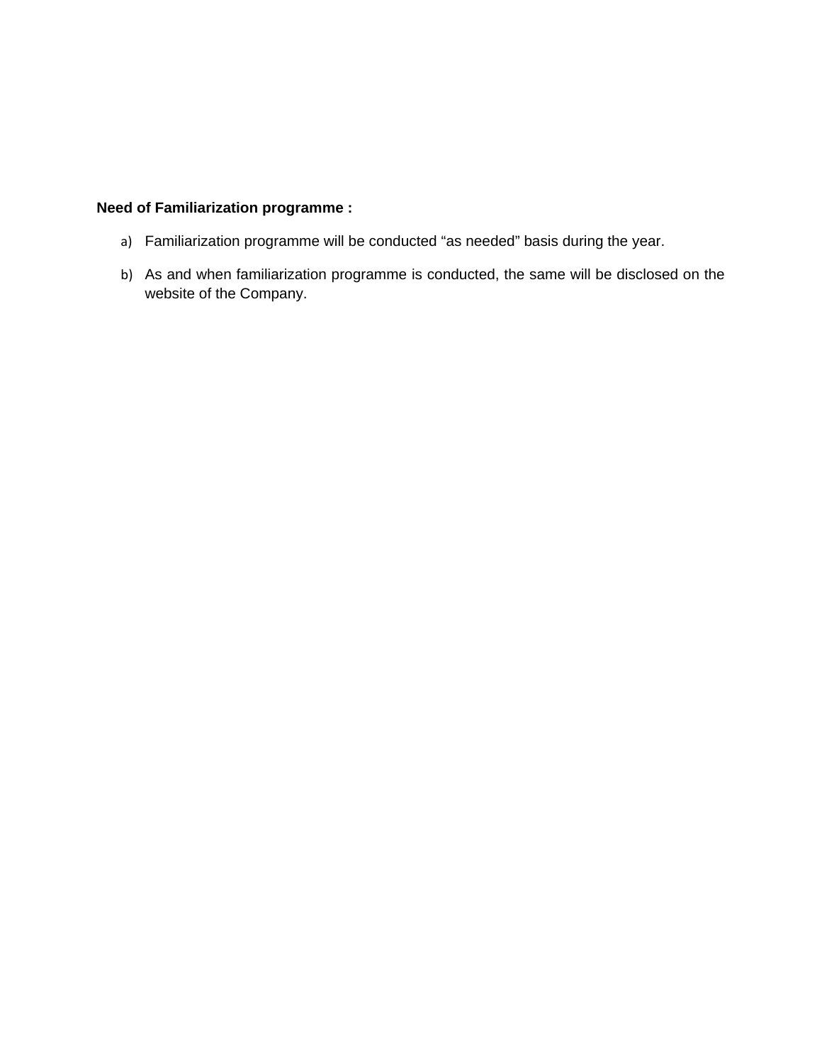**Need of Familiarization programme :**

a) Familiarization programme will be conducted “as needed” basis during the year.

b) As and when familiarization programme is conducted, the same will be disclosed on the website of the Company.